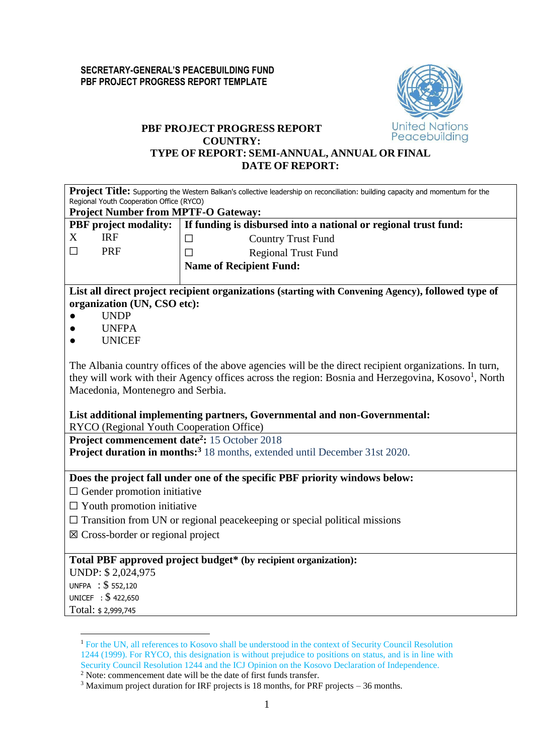**SECRETARY-GENERAL'S PEACEBUILDING FUND**
**PBF PROJECT PROGRESS REPORT TEMPLATE**

United Nations Peacebuilding

**PBF PROJECT PROGRESS REPORT**
**COUNTRY:**
**TYPE OF REPORT: SEMI-ANNUAL, ANNUAL OR FINAL**
**DATE OF REPORT:**

**Project Title:** Supporting the Western Balkan's collective leadership on reconciliation: building capacity and momentum for the Regional Youth Cooperation Office (RYCO)
**Project Number from MPTF-O Gateway:**

| **PBF project modality:** | **If funding is disbursed into a national or regional trust fund:** |
|---|---|
| X IRF | ☐ Country Trust Fund |
| ☐ PRF | ☐ Regional Trust Fund |
| | **Name of Recipient Fund:** |

**List all direct project recipient organizations (starting with Convening Agency), followed type of organization (UN, CSO etc):**

- UNDP
- UNFPA
- UNICEF

The Albania country offices of the above agencies will be the direct recipient organizations. In turn, they will work with their Agency offices across the region: Bosnia and Herzegovina, Kosovo[1], North Macedonia, Montenegro and Serbia.

**List additional implementing partners, Governmental and non-Governmental:**
RYCO (Regional Youth Cooperation Office)

**Project commencement date[2]:** 15 October 2018
**Project duration in months:[3]** 18 months, extended until December 31st 2020.

**Does the project fall under one of the specific PBF priority windows below:**

☐ Gender promotion initiative
☐ Youth promotion initiative
☐ Transition from UN or regional peacekeeping or special political missions
☒ Cross-border or regional project

**Total PBF approved project budget\* (by recipient organization):**
UNDP: $ 2,024,975
UNFPA : $ 552,120
UNICEF : $ 422,650
Total: $ 2,999,745

---

[1] For the UN, all references to Kosovo shall be understood in the context of Security Council Resolution 1244 (1999). For RYCO, this designation is without prejudice to positions on status, and is in line with Security Council Resolution 1244 and the ICJ Opinion on the Kosovo Declaration of Independence.
[2] Note: commencement date will be the date of first funds transfer.
[3] Maximum project duration for IRF projects is 18 months, for PRF projects – 36 months.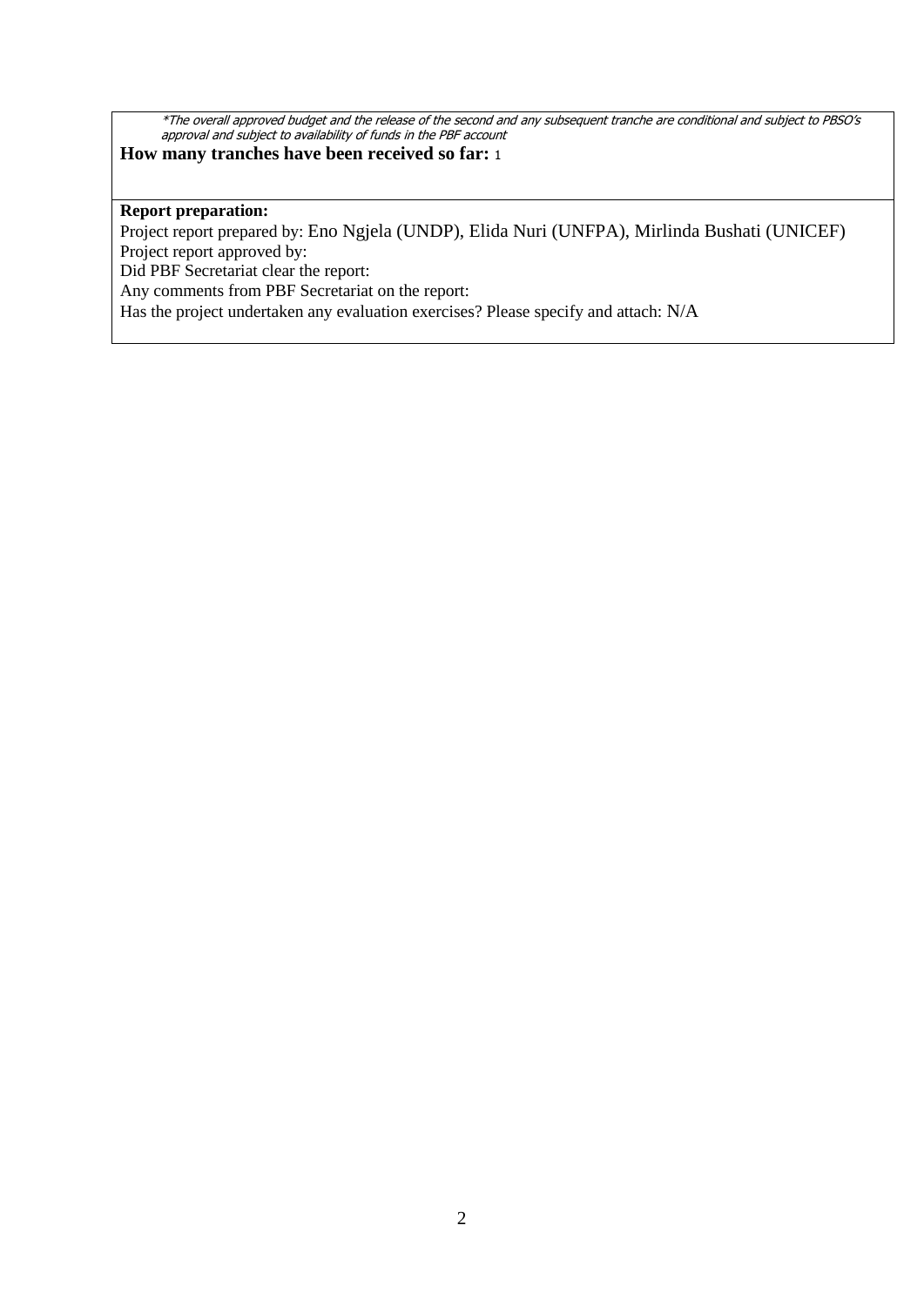*\*The overall approved budget and the release of the second and any subsequent tranche are conditional and subject to PBSO's approval and subject to availability of funds in the PBF account*

**How many tranches have been received so far:** 1

**Report preparation:**

Project report prepared by: Eno Ngjela (UNDP), Elida Nuri (UNFPA), Mirlinda Bushati (UNICEF)

Project report approved by:

Did PBF Secretariat clear the report:

Any comments from PBF Secretariat on the report:

Has the project undertaken any evaluation exercises? Please specify and attach: N/A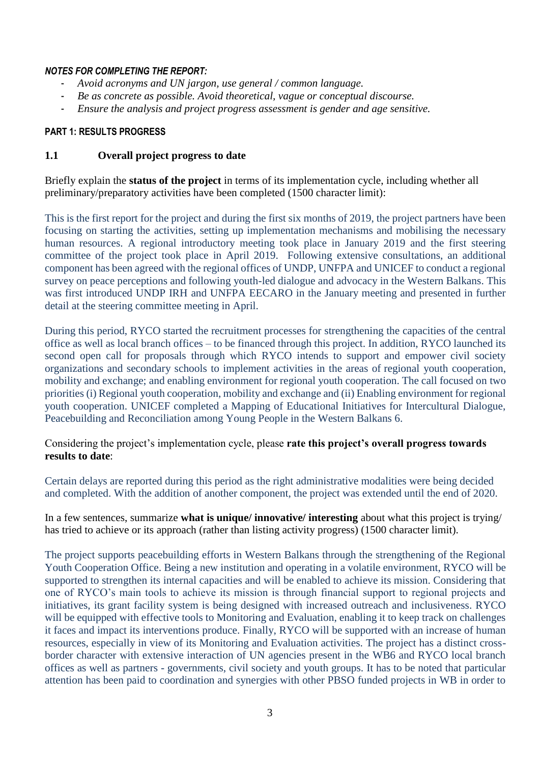***NOTES FOR COMPLETING THE REPORT:***

- *Avoid acronyms and UN jargon, use general / common language.*
- *Be as concrete as possible. Avoid theoretical, vague or conceptual discourse.*
- *Ensure the analysis and project progress assessment is gender and age sensitive.*

**PART 1: RESULTS PROGRESS**

## 1.1 Overall project progress to date

Briefly explain the **status of the project** in terms of its implementation cycle, including whether all preliminary/preparatory activities have been completed (1500 character limit):

This is the first report for the project and during the first six months of 2019, the project partners have been focusing on starting the activities, setting up implementation mechanisms and mobilising the necessary human resources. A regional introductory meeting took place in January 2019 and the first steering committee of the project took place in April 2019. Following extensive consultations, an additional component has been agreed with the regional offices of UNDP, UNFPA and UNICEF to conduct a regional survey on peace perceptions and following youth-led dialogue and advocacy in the Western Balkans. This was first introduced UNDP IRH and UNFPA EECARO in the January meeting and presented in further detail at the steering committee meeting in April.

During this period, RYCO started the recruitment processes for strengthening the capacities of the central office as well as local branch offices – to be financed through this project. In addition, RYCO launched its second open call for proposals through which RYCO intends to support and empower civil society organizations and secondary schools to implement activities in the areas of regional youth cooperation, mobility and exchange; and enabling environment for regional youth cooperation. The call focused on two priorities (i) Regional youth cooperation, mobility and exchange and (ii) Enabling environment for regional youth cooperation. UNICEF completed a Mapping of Educational Initiatives for Intercultural Dialogue, Peacebuilding and Reconciliation among Young People in the Western Balkans 6.

Considering the project's implementation cycle, please **rate this project's overall progress towards results to date**:

Certain delays are reported during this period as the right administrative modalities were being decided and completed. With the addition of another component, the project was extended until the end of 2020.

In a few sentences, summarize **what is unique/ innovative/ interesting** about what this project is trying/ has tried to achieve or its approach (rather than listing activity progress) (1500 character limit).

The project supports peacebuilding efforts in Western Balkans through the strengthening of the Regional Youth Cooperation Office. Being a new institution and operating in a volatile environment, RYCO will be supported to strengthen its internal capacities and will be enabled to achieve its mission. Considering that one of RYCO's main tools to achieve its mission is through financial support to regional projects and initiatives, its grant facility system is being designed with increased outreach and inclusiveness. RYCO will be equipped with effective tools to Monitoring and Evaluation, enabling it to keep track on challenges it faces and impact its interventions produce. Finally, RYCO will be supported with an increase of human resources, especially in view of its Monitoring and Evaluation activities. The project has a distinct cross-border character with extensive interaction of UN agencies present in the WB6 and RYCO local branch offices as well as partners - governments, civil society and youth groups. It has to be noted that particular attention has been paid to coordination and synergies with other PBSO funded projects in WB in order to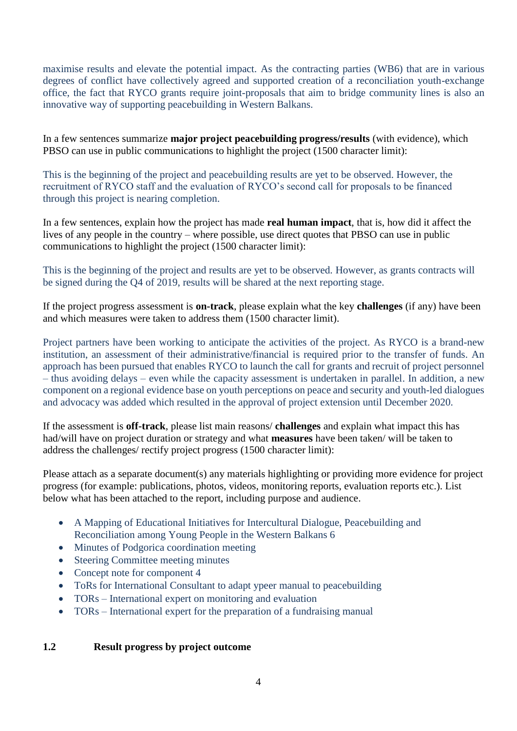maximise results and elevate the potential impact. As the contracting parties (WB6) that are in various degrees of conflict have collectively agreed and supported creation of a reconciliation youth-exchange office, the fact that RYCO grants require joint-proposals that aim to bridge community lines is also an innovative way of supporting peacebuilding in Western Balkans.

In a few sentences summarize **major project peacebuilding progress/results** (with evidence), which PBSO can use in public communications to highlight the project (1500 character limit):

This is the beginning of the project and peacebuilding results are yet to be observed. However, the recruitment of RYCO staff and the evaluation of RYCO's second call for proposals to be financed through this project is nearing completion.

In a few sentences, explain how the project has made **real human impact**, that is, how did it affect the lives of any people in the country – where possible, use direct quotes that PBSO can use in public communications to highlight the project (1500 character limit):

This is the beginning of the project and results are yet to be observed. However, as grants contracts will be signed during the Q4 of 2019, results will be shared at the next reporting stage.

If the project progress assessment is **on-track**, please explain what the key **challenges** (if any) have been and which measures were taken to address them (1500 character limit).

Project partners have been working to anticipate the activities of the project. As RYCO is a brand-new institution, an assessment of their administrative/financial is required prior to the transfer of funds. An approach has been pursued that enables RYCO to launch the call for grants and recruit of project personnel – thus avoiding delays – even while the capacity assessment is undertaken in parallel. In addition, a new component on a regional evidence base on youth perceptions on peace and security and youth-led dialogues and advocacy was added which resulted in the approval of project extension until December 2020.

If the assessment is **off-track**, please list main reasons/ **challenges** and explain what impact this has had/will have on project duration or strategy and what **measures** have been taken/ will be taken to address the challenges/ rectify project progress (1500 character limit):

Please attach as a separate document(s) any materials highlighting or providing more evidence for project progress (for example: publications, photos, videos, monitoring reports, evaluation reports etc.). List below what has been attached to the report, including purpose and audience.

- A Mapping of Educational Initiatives for Intercultural Dialogue, Peacebuilding and Reconciliation among Young People in the Western Balkans 6
- Minutes of Podgorica coordination meeting
- Steering Committee meeting minutes
- Concept note for component 4
- ToRs for International Consultant to adapt ypeer manual to peacebuilding
- TORs – International expert on monitoring and evaluation
- TORs – International expert for the preparation of a fundraising manual

## 1.2 Result progress by project outcome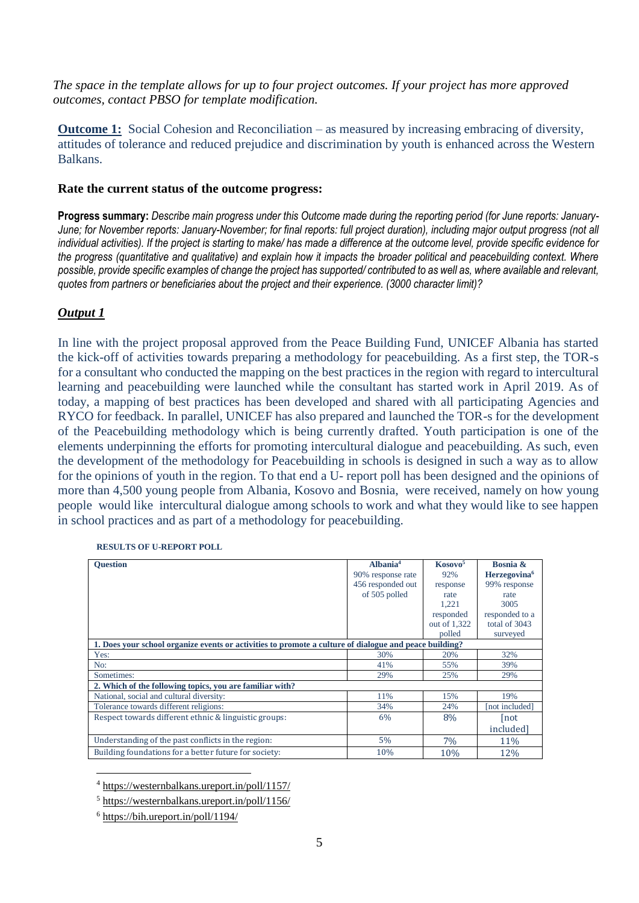*The space in the template allows for up to four project outcomes. If your project has more approved outcomes, contact PBSO for template modification.*

**Outcome 1:** Social Cohesion and Reconciliation – as measured by increasing embracing of diversity, attitudes of tolerance and reduced prejudice and discrimination by youth is enhanced across the Western Balkans.

**Rate the current status of the outcome progress:**

**Progress summary:** *Describe main progress under this Outcome made during the reporting period (for June reports: January-June; for November reports: January-November; for final reports: full project duration), including major output progress (not all individual activities). If the project is starting to make/ has made a difference at the outcome level, provide specific evidence for the progress (quantitative and qualitative) and explain how it impacts the broader political and peacebuilding context. Where possible, provide specific examples of change the project has supported/ contributed to as well as, where available and relevant, quotes from partners or beneficiaries about the project and their experience. (3000 character limit)?*

***Output 1***

In line with the project proposal approved from the Peace Building Fund, UNICEF Albania has started the kick-off of activities towards preparing a methodology for peacebuilding. As a first step, the TOR-s for a consultant who conducted the mapping on the best practices in the region with regard to intercultural learning and peacebuilding were launched while the consultant has started work in April 2019. As of today, a mapping of best practices has been developed and shared with all participating Agencies and RYCO for feedback. In parallel, UNICEF has also prepared and launched the TOR-s for the development of the Peacebuilding methodology which is being currently drafted. Youth participation is one of the elements underpinning the efforts for promoting intercultural dialogue and peacebuilding. As such, even the development of the methodology for Peacebuilding in schools is designed in such a way as to allow for the opinions of youth in the region. To that end a U- report poll has been designed and the opinions of more than 4,500 young people from Albania, Kosovo and Bosnia, were received, namely on how young people would like intercultural dialogue among schools to work and what they would like to see happen in school practices and as part of a methodology for peacebuilding.

**RESULTS OF U-REPORT POLL**

| **Question** | **Albania**[4] 90% response rate 456 responded out of 505 polled | **Kosovo**[5] 92% response rate 1,221 responded out of 1,322 polled | **Bosnia & Herzegovina**[6] 99% response rate 3005 responded to a total of 3043 surveyed |
|---|---|---|---|
| **1. Does your school organize events or activities to promote a culture of dialogue and peace building?** | | | |
| Yes: | 30% | 20% | 32% |
| No: | 41% | 55% | 39% |
| Sometimes: | 29% | 25% | 29% |
| **2. Which of the following topics, you are familiar with?** | | | |
| National, social and cultural diversity: | 11% | 15% | 19% |
| Tolerance towards different religions: | 34% | 24% | [not included] |
| Respect towards different ethnic & linguistic groups: | 6% | 8% | [not included] |
| Understanding of the past conflicts in the region: | 5% | 7% | 11% |
| Building foundations for a better future for society: | 10% | 10% | 12% |

[4] https://westernbalkans.ureport.in/poll/1157/

[5] https://westernbalkans.ureport.in/poll/1156/

[6] https://bih.ureport.in/poll/1194/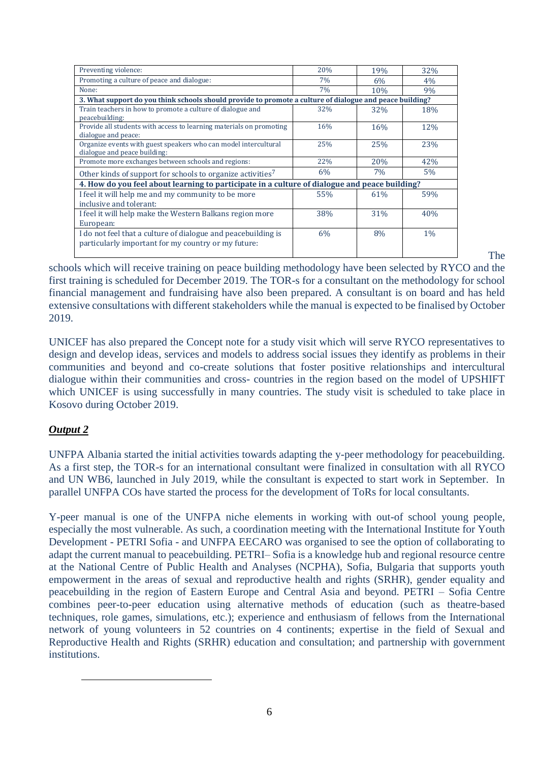| Preventing violence: | 20% | 19% | 32% |
|---|---|---|---|
| Promoting a culture of peace and dialogue: | 7% | 6% | 4% |
| None: | 7% | 10% | 9% |
| **3. What support do you think schools should provide to promote a culture of dialogue and peace building?** | | | |
| Train teachers in how to promote a culture of dialogue and peacebuilding: | 32% | 32% | 18% |
| Provide all students with access to learning materials on promoting dialogue and peace: | 16% | 16% | 12% |
| Organize events with guest speakers who can model intercultural dialogue and peace building: | 25% | 25% | 23% |
| Promote more exchanges between schools and regions: | 22% | 20% | 42% |
| Other kinds of support for schools to organize activities[7] | 6% | 7% | 5% |
| **4. How do you feel about learning to participate in a culture of dialogue and peace building?** | | | |
| I feel it will help me and my community to be more inclusive and tolerant: | 55% | 61% | 59% |
| I feel it will help make the Western Balkans region more European: | 38% | 31% | 40% |
| I do not feel that a culture of dialogue and peacebuilding is particularly important for my country or my future: | 6% | 8% | 1% |

The schools which will receive training on peace building methodology have been selected by RYCO and the first training is scheduled for December 2019. The TOR-s for a consultant on the methodology for school financial management and fundraising have also been prepared. A consultant is on board and has held extensive consultations with different stakeholders while the manual is expected to be finalised by October 2019.

UNICEF has also prepared the Concept note for a study visit which will serve RYCO representatives to design and develop ideas, services and models to address social issues they identify as problems in their communities and beyond and co-create solutions that foster positive relationships and intercultural dialogue within their communities and cross- countries in the region based on the model of UPSHIFT which UNICEF is using successfully in many countries. The study visit is scheduled to take place in Kosovo during October 2019.

***Output 2***

UNFPA Albania started the initial activities towards adapting the y-peer methodology for peacebuilding. As a first step, the TOR-s for an international consultant were finalized in consultation with all RYCO and UN WB6, launched in July 2019, while the consultant is expected to start work in September. In parallel UNFPA COs have started the process for the development of ToRs for local consultants.

Y-peer manual is one of the UNFPA niche elements in working with out-of school young people, especially the most vulnerable. As such, a coordination meeting with the International Institute for Youth Development - PETRI Sofia - and UNFPA EECARO was organised to see the option of collaborating to adapt the current manual to peacebuilding. PETRI– Sofia is a knowledge hub and regional resource centre at the National Centre of Public Health and Analyses (NCPHA), Sofia, Bulgaria that supports youth empowerment in the areas of sexual and reproductive health and rights (SRHR), gender equality and peacebuilding in the region of Eastern Europe and Central Asia and beyond. PETRI – Sofia Centre combines peer-to-peer education using alternative methods of education (such as theatre-based techniques, role games, simulations, etc.); experience and enthusiasm of fellows from the International network of young volunteers in 52 countries on 4 continents; expertise in the field of Sexual and Reproductive Health and Rights (SRHR) education and consultation; and partnership with government institutions.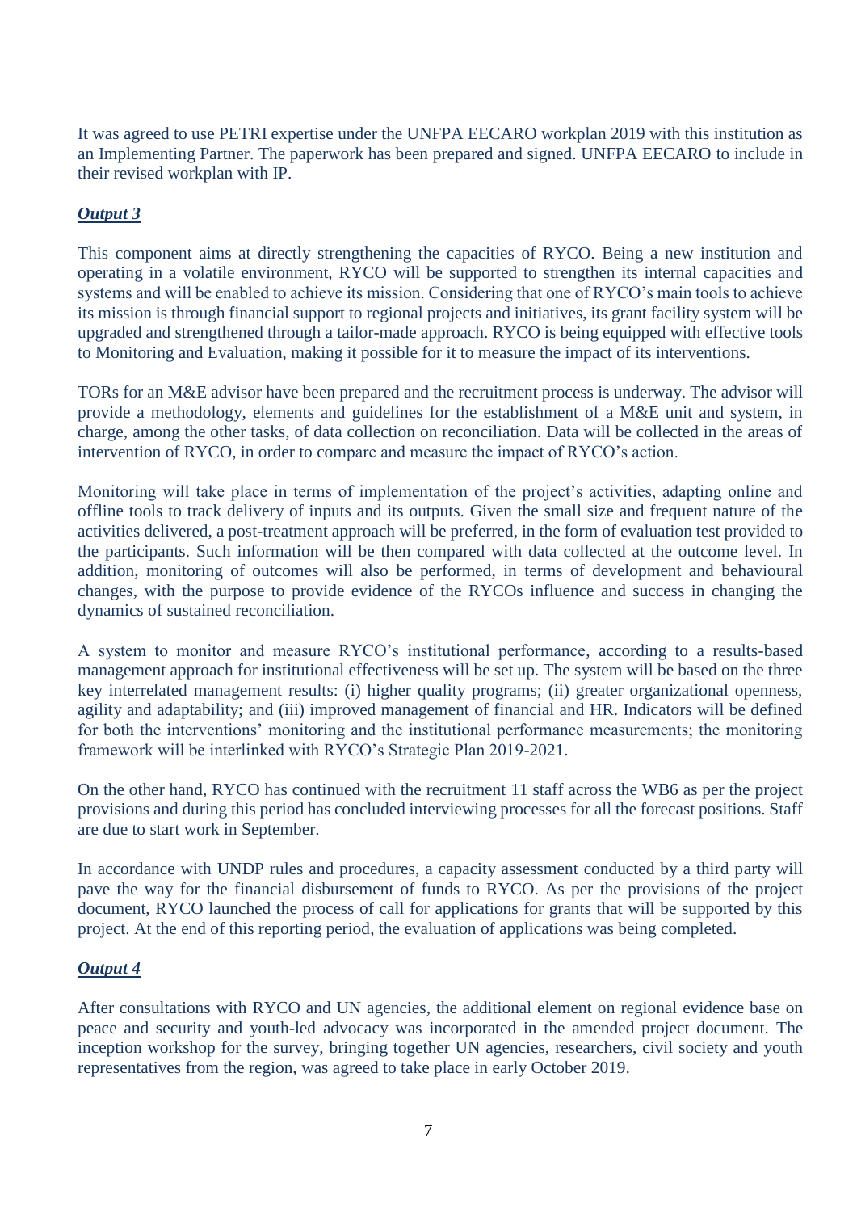It was agreed to use PETRI expertise under the UNFPA EECARO workplan 2019 with this institution as an Implementing Partner. The paperwork has been prepared and signed. UNFPA EECARO to include in their revised workplan with IP.

***Output 3***

This component aims at directly strengthening the capacities of RYCO. Being a new institution and operating in a volatile environment, RYCO will be supported to strengthen its internal capacities and systems and will be enabled to achieve its mission. Considering that one of RYCO's main tools to achieve its mission is through financial support to regional projects and initiatives, its grant facility system will be upgraded and strengthened through a tailor-made approach. RYCO is being equipped with effective tools to Monitoring and Evaluation, making it possible for it to measure the impact of its interventions.

TORs for an M&E advisor have been prepared and the recruitment process is underway. The advisor will provide a methodology, elements and guidelines for the establishment of a M&E unit and system, in charge, among the other tasks, of data collection on reconciliation. Data will be collected in the areas of intervention of RYCO, in order to compare and measure the impact of RYCO's action.

Monitoring will take place in terms of implementation of the project's activities, adapting online and offline tools to track delivery of inputs and its outputs. Given the small size and frequent nature of the activities delivered, a post-treatment approach will be preferred, in the form of evaluation test provided to the participants. Such information will be then compared with data collected at the outcome level. In addition, monitoring of outcomes will also be performed, in terms of development and behavioural changes, with the purpose to provide evidence of the RYCOs influence and success in changing the dynamics of sustained reconciliation.

A system to monitor and measure RYCO's institutional performance, according to a results-based management approach for institutional effectiveness will be set up. The system will be based on the three key interrelated management results: (i) higher quality programs; (ii) greater organizational openness, agility and adaptability; and (iii) improved management of financial and HR. Indicators will be defined for both the interventions' monitoring and the institutional performance measurements; the monitoring framework will be interlinked with RYCO's Strategic Plan 2019-2021.

On the other hand, RYCO has continued with the recruitment 11 staff across the WB6 as per the project provisions and during this period has concluded interviewing processes for all the forecast positions. Staff are due to start work in September.

In accordance with UNDP rules and procedures, a capacity assessment conducted by a third party will pave the way for the financial disbursement of funds to RYCO. As per the provisions of the project document, RYCO launched the process of call for applications for grants that will be supported by this project. At the end of this reporting period, the evaluation of applications was being completed.

***Output 4***

After consultations with RYCO and UN agencies, the additional element on regional evidence base on peace and security and youth-led advocacy was incorporated in the amended project document. The inception workshop for the survey, bringing together UN agencies, researchers, civil society and youth representatives from the region, was agreed to take place in early October 2019.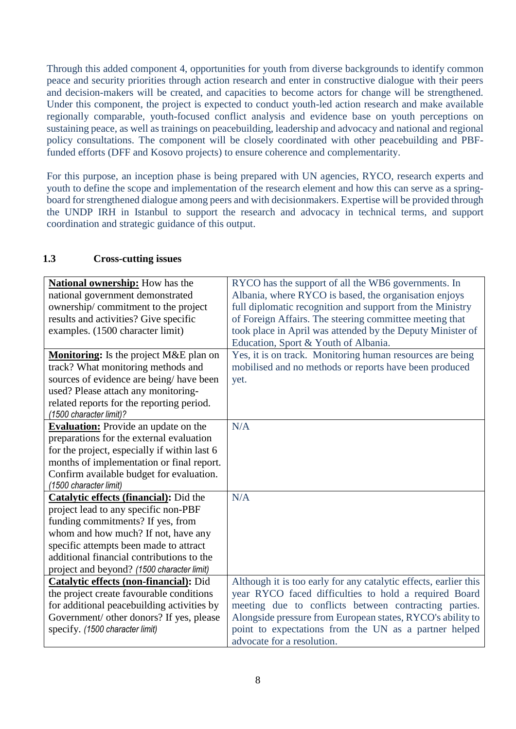Through this added component 4, opportunities for youth from diverse backgrounds to identify common peace and security priorities through action research and enter in constructive dialogue with their peers and decision-makers will be created, and capacities to become actors for change will be strengthened. Under this component, the project is expected to conduct youth-led action research and make available regionally comparable, youth-focused conflict analysis and evidence base on youth perceptions on sustaining peace, as well as trainings on peacebuilding, leadership and advocacy and national and regional policy consultations. The component will be closely coordinated with other peacebuilding and PBF-funded efforts (DFF and Kosovo projects) to ensure coherence and complementarity.

For this purpose, an inception phase is being prepared with UN agencies, RYCO, research experts and youth to define the scope and implementation of the research element and how this can serve as a spring-board for strengthened dialogue among peers and with decisionmakers. Expertise will be provided through the UNDP IRH in Istanbul to support the research and advocacy in technical terms, and support coordination and strategic guidance of this output.

## 1.3 Cross-cutting issues

| | |
|---|---|
| **National ownership:** How has the national government demonstrated ownership/ commitment to the project results and activities? Give specific examples. (1500 character limit) | RYCO has the support of all the WB6 governments. In Albania, where RYCO is based, the organisation enjoys full diplomatic recognition and support from the Ministry of Foreign Affairs. The steering committee meeting that took place in April was attended by the Deputy Minister of Education, Sport & Youth of Albania. |
| **Monitoring:** Is the project M&E plan on track? What monitoring methods and sources of evidence are being/ have been used? Please attach any monitoring-related reports for the reporting period. *(1500 character limit)?* | Yes, it is on track. Monitoring human resources are being mobilised and no methods or reports have been produced yet. |
| **Evaluation:** Provide an update on the preparations for the external evaluation for the project, especially if within last 6 months of implementation or final report. Confirm available budget for evaluation. *(1500 character limit)* | N/A |
| **Catalytic effects (financial):** Did the project lead to any specific non-PBF funding commitments? If yes, from whom and how much? If not, have any specific attempts been made to attract additional financial contributions to the project and beyond? *(1500 character limit)* | N/A |
| **Catalytic effects (non-financial):** Did the project create favourable conditions for additional peacebuilding activities by Government/ other donors? If yes, please specify. *(1500 character limit)* | Although it is too early for any catalytic effects, earlier this year RYCO faced difficulties to hold a required Board meeting due to conflicts between contracting parties. Alongside pressure from European states, RYCO's ability to point to expectations from the UN as a partner helped advocate for a resolution. |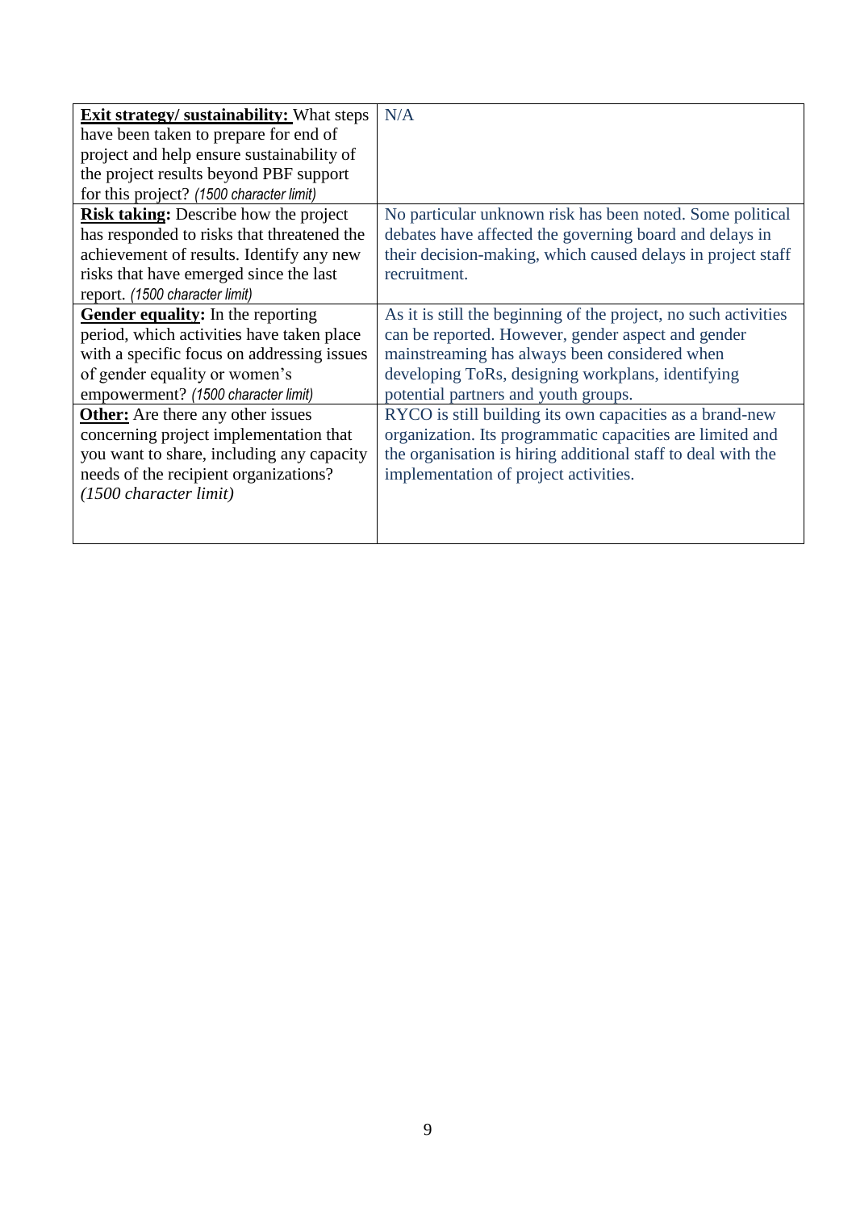| | |
|---|---|
| **Exit strategy/ sustainability:** What steps have been taken to prepare for end of project and help ensure sustainability of the project results beyond PBF support for this project? *(1500 character limit)* | N/A |
| **Risk taking:** Describe how the project has responded to risks that threatened the achievement of results. Identify any new risks that have emerged since the last report. *(1500 character limit)* | No particular unknown risk has been noted. Some political debates have affected the governing board and delays in their decision-making, which caused delays in project staff recruitment. |
| **Gender equality:** In the reporting period, which activities have taken place with a specific focus on addressing issues of gender equality or women's empowerment? *(1500 character limit)* | As it is still the beginning of the project, no such activities can be reported. However, gender aspect and gender mainstreaming has always been considered when developing ToRs, designing workplans, identifying potential partners and youth groups. |
| **Other:** Are there any other issues concerning project implementation that you want to share, including any capacity needs of the recipient organizations? *(1500 character limit)* | RYCO is still building its own capacities as a brand-new organization. Its programmatic capacities are limited and the organisation is hiring additional staff to deal with the implementation of project activities. |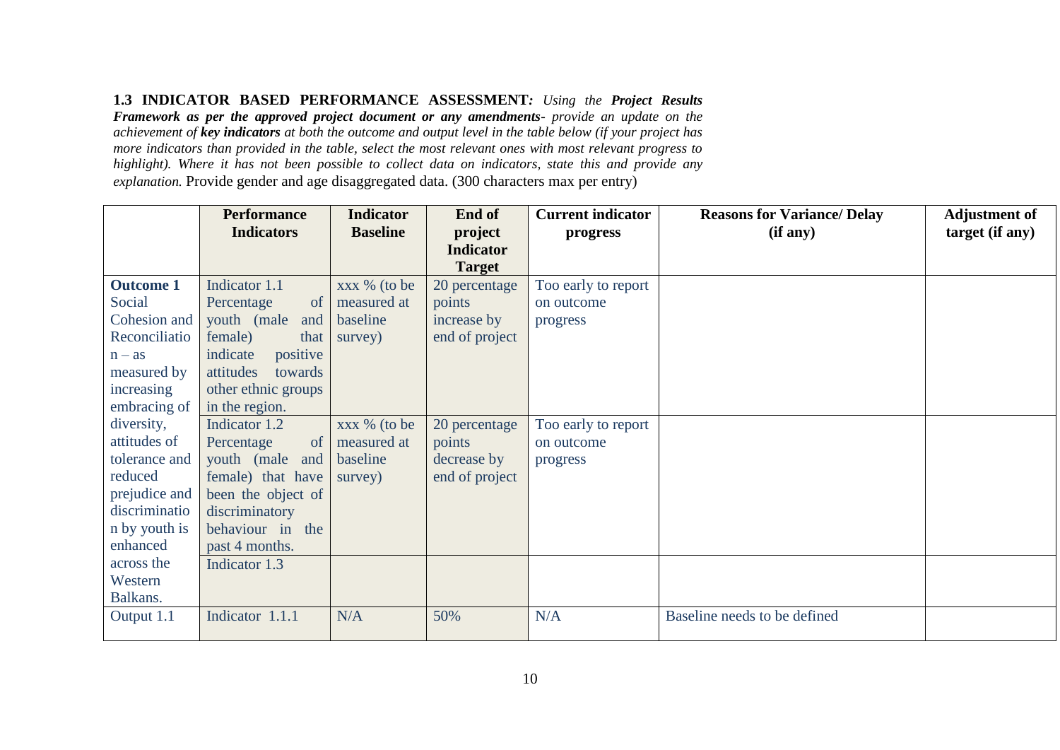**1.3 INDICATOR BASED PERFORMANCE ASSESSMENT***: Using the* ***Project Results Framework as per the approved project document or any amendments****- provide an update on the achievement of* ***key indicators*** *at both the outcome and output level in the table below (if your project has more indicators than provided in the table, select the most relevant ones with most relevant progress to highlight). Where it has not been possible to collect data on indicators, state this and provide any explanation.* Provide gender and age disaggregated data. (300 characters max per entry)

| | Performance Indicators | Indicator Baseline | End of project Indicator Target | Current indicator progress | Reasons for Variance/ Delay (if any) | Adjustment of target (if any) |
|---|---|---|---|---|---|---|
| **Outcome 1** Social Cohesion and Reconciliation – as measured by increasing embracing of diversity, attitudes of tolerance and reduced prejudice and discrimination by youth is enhanced across the Western Balkans. | Indicator 1.1 Percentage of youth (male and female) that indicate positive attitudes towards other ethnic groups in the region. | xxx % (to be measured at baseline survey) | 20 percentage points increase by end of project | Too early to report on outcome progress | | |
| | Indicator 1.2 Percentage of youth (male and female) that have been the object of discriminatory behaviour in the past 4 months. | xxx % (to be measured at baseline survey) | 20 percentage points decrease by end of project | Too early to report on outcome progress | | |
| | Indicator 1.3 | | | | | |
| Output 1.1 | Indicator 1.1.1 | N/A | 50% | N/A | Baseline needs to be defined | |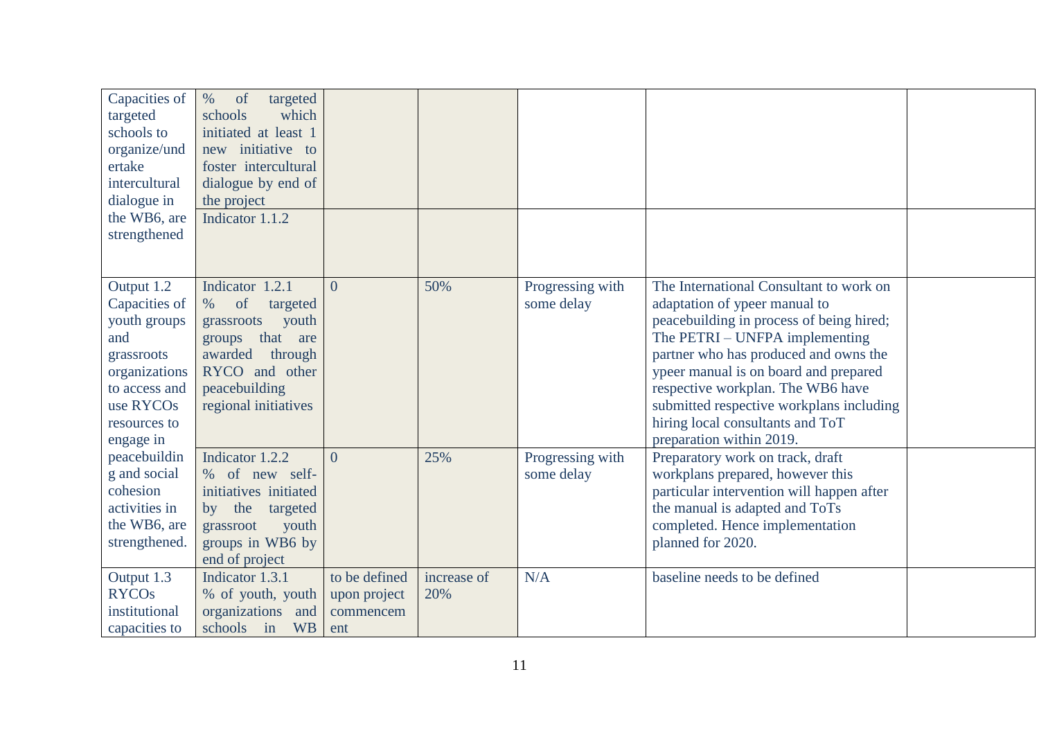| | | | | | | |
|---|---|---|---|---|---|---|
| Capacities of targeted schools to organize/undertake intercultural dialogue in the WB6, are strengthened | % of targeted schools which initiated at least 1 new initiative to foster intercultural dialogue by end of the project | | | | | |
| | Indicator 1.1.2 | | | | | |
| Output 1.2 Capacities of youth groups and grassroots organizations to access and use RYCOs resources to engage in peacebuilding and social cohesion activities in the WB6, are strengthened. | Indicator 1.2.1 % of targeted grassroots youth groups that are awarded through RYCO and other peacebuilding regional initiatives | 0 | 50% | Progressing with some delay | The International Consultant to work on adaptation of ypeer manual to peacebuilding in process of being hired; The PETRI – UNFPA implementing partner who has produced and owns the ypeer manual is on board and prepared respective workplan. The WB6 have submitted respective workplans including hiring local consultants and ToT preparation within 2019. | |
| | Indicator 1.2.2 % of new self-initiatives initiated by the targeted grassroot youth groups in WB6 by end of project | 0 | 25% | Progressing with some delay | Preparatory work on track, draft workplans prepared, however this particular intervention will happen after the manual is adapted and ToTs completed. Hence implementation planned for 2020. | |
| Output 1.3 RYCOs institutional capacities to | Indicator 1.3.1 % of youth, youth organizations and schools in WB | to be defined upon project commencement | increase of 20% | N/A | baseline needs to be defined | |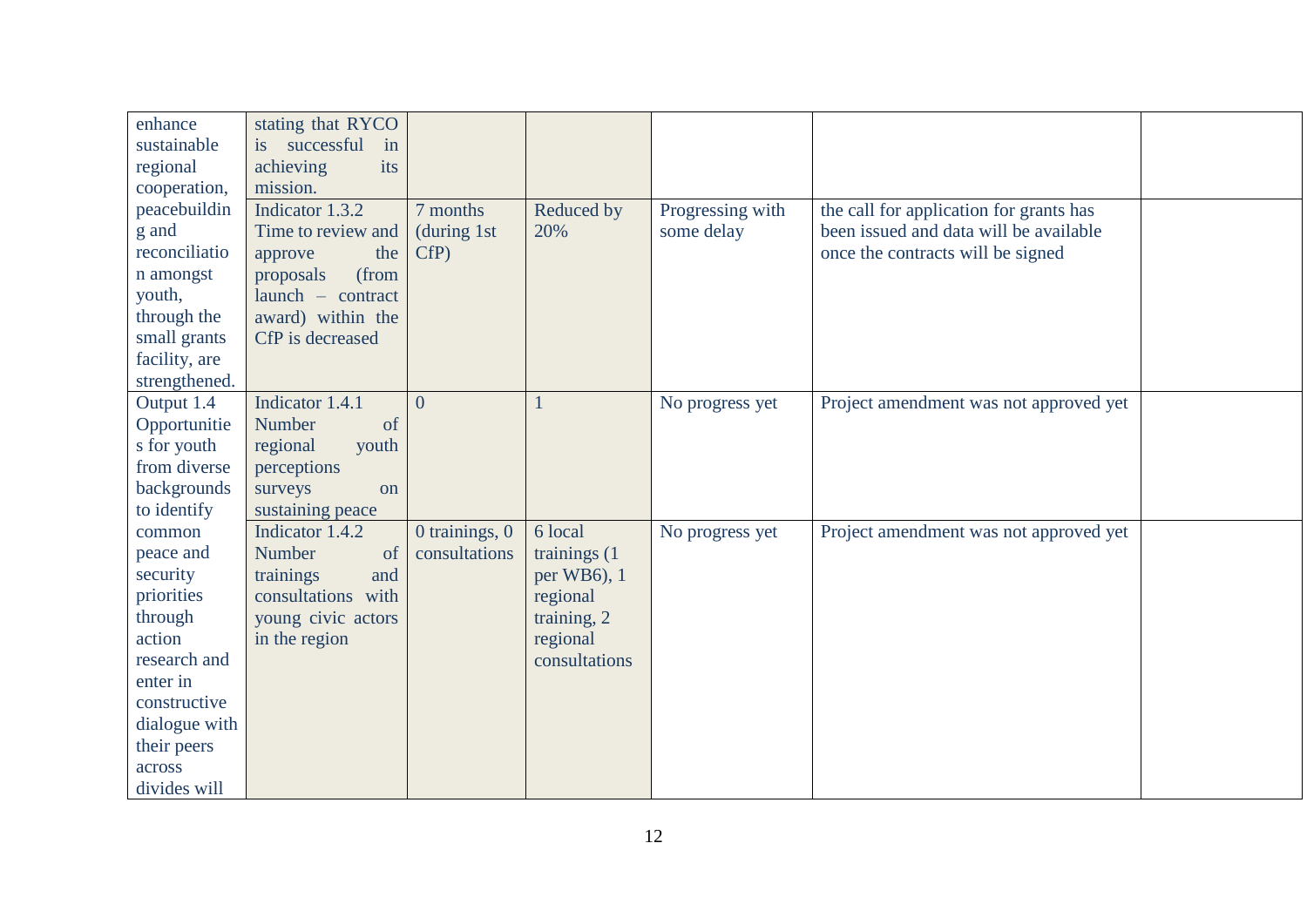| | | | | | | |
|---|---|---|---|---|---|---|
| enhance sustainable regional cooperation, peacebuilding and reconciliation amongst youth, through the small grants facility, are strengthened. | stating that RYCO is successful in achieving its mission. | | | | | |
| | Indicator 1.3.2 Time to review and approve the proposals (from launch – contract award) within the CfP is decreased | 7 months (during 1st CfP) | Reduced by 20% | Progressing with some delay | the call for application for grants has been issued and data will be available once the contracts will be signed | |
| Output 1.4 Opportunities for youth from diverse backgrounds to identify common peace and security priorities through action research and enter in constructive dialogue with their peers across divides will | Indicator 1.4.1 Number of regional youth perceptions surveys on sustaining peace | 0 | 1 | No progress yet | Project amendment was not approved yet | |
| | Indicator 1.4.2 Number of trainings and consultations with young civic actors in the region | 0 trainings, 0 consultations | 6 local trainings (1 per WB6), 1 regional training, 2 regional consultations | No progress yet | Project amendment was not approved yet | |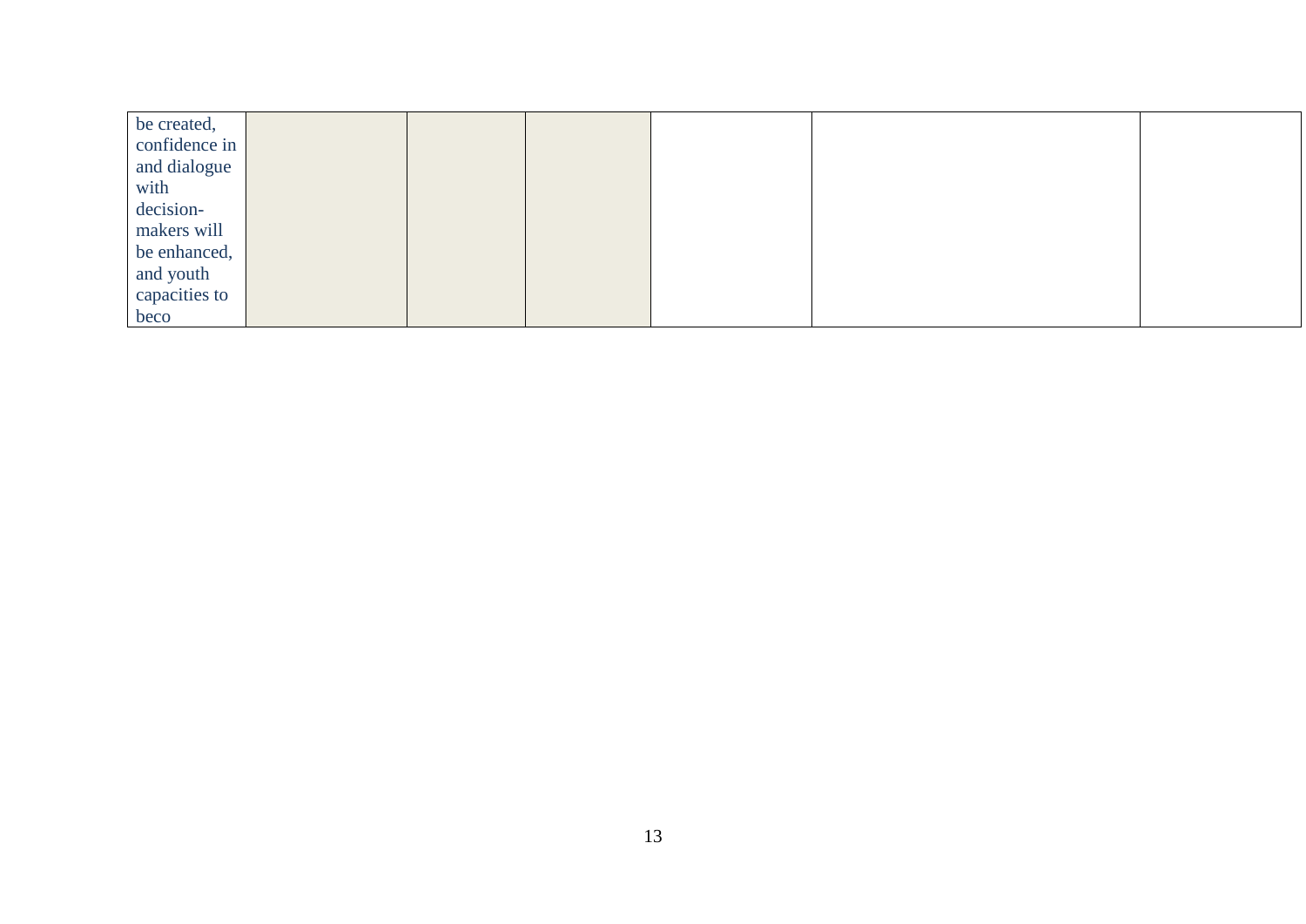| | | | | | | |
|---|---|---|---|---|---|---|
| be created, confidence in and dialogue with decision-makers will be enhanced, and youth capacities to beco | | | | | | |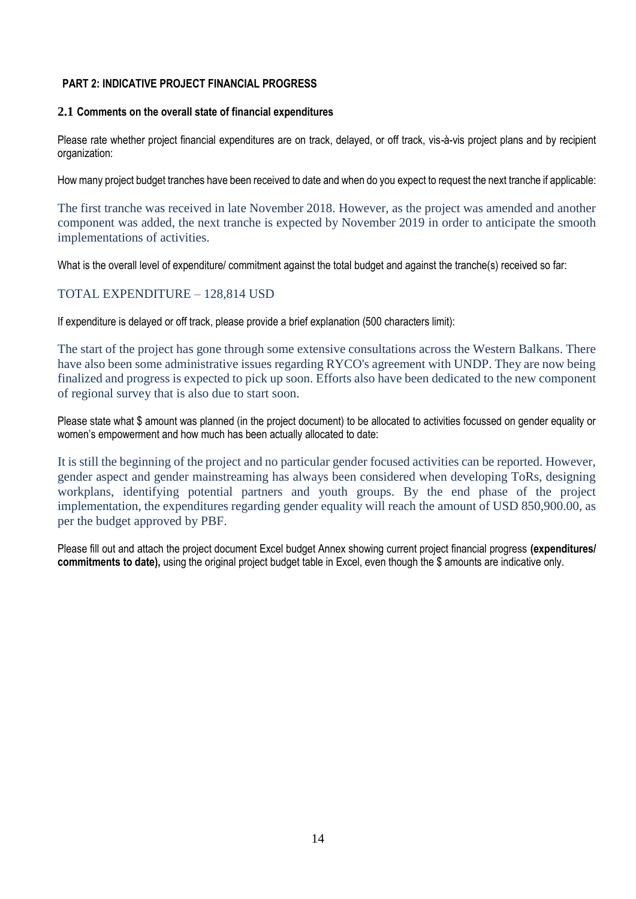## PART 2: INDICATIVE PROJECT FINANCIAL PROGRESS

### 2.1 Comments on the overall state of financial expenditures

Please rate whether project financial expenditures are on track, delayed, or off track, vis-à-vis project plans and by recipient organization:

How many project budget tranches have been received to date and when do you expect to request the next tranche if applicable:

The first tranche was received in late November 2018. However, as the project was amended and another component was added, the next tranche is expected by November 2019 in order to anticipate the smooth implementations of activities.

What is the overall level of expenditure/ commitment against the total budget and against the tranche(s) received so far:

TOTAL EXPENDITURE – 128,814 USD

If expenditure is delayed or off track, please provide a brief explanation (500 characters limit):

The start of the project has gone through some extensive consultations across the Western Balkans. There have also been some administrative issues regarding RYCO's agreement with UNDP. They are now being finalized and progress is expected to pick up soon. Efforts also have been dedicated to the new component of regional survey that is also due to start soon.

Please state what $ amount was planned (in the project document) to be allocated to activities focussed on gender equality or women's empowerment and how much has been actually allocated to date:

It is still the beginning of the project and no particular gender focused activities can be reported. However, gender aspect and gender mainstreaming has always been considered when developing ToRs, designing workplans, identifying potential partners and youth groups. By the end phase of the project implementation, the expenditures regarding gender equality will reach the amount of USD 850,900.00, as per the budget approved by PBF.

Please fill out and attach the project document Excel budget Annex showing current project financial progress **(expenditures/ commitments to date),** using the original project budget table in Excel, even though the $ amounts are indicative only.